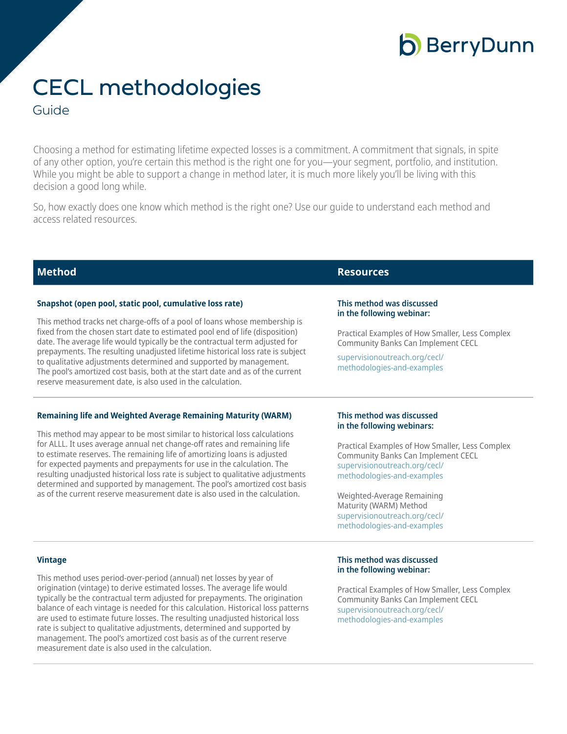# CECL methodologies

Guide

Choosing a method for estimating lifetime expected losses is a commitment. A commitment that signals, in spite of any other option, you're certain this method is the right one for you—your segment, portfolio, and institution. While you might be able to support a change in method later, it is much more likely you'll be living with this decision a good long while.

So, how exactly does one know which method is the right one? Use our guide to understand each method and access related resources.

| Method | Resources |
| --- | --- |
| **Snapshot (open pool, static pool, cumulative loss rate)**<br><br>This method tracks net charge-offs of a pool of loans whose membership is fixed from the chosen start date to estimated pool end of life (disposition) date. The average life would typically be the contractual term adjusted for prepayments. The resulting unadjusted lifetime historical loss rate is subject to qualitative adjustments determined and supported by management. The pool's amortized cost basis, both at the start date and as of the current reserve measurement date, is also used in the calculation. | **This method was discussed in the following webinar:**<br><br>Practical Examples of How Smaller, Less Complex Community Banks Can Implement CECL<br>supervisionoutreach.org/cecl/methodologies-and-examples |
| **Remaining life and Weighted Average Remaining Maturity (WARM)**<br><br>This method may appear to be most similar to historical loss calculations for ALLL. It uses average annual net change-off rates and remaining life to estimate reserves. The remaining life of amortizing loans is adjusted for expected payments and prepayments for use in the calculation. The resulting unadjusted historical loss rate is subject to qualitative adjustments determined and supported by management. The pool's amortized cost basis as of the current reserve measurement date is also used in the calculation. | **This method was discussed in the following webinars:**<br><br>Practical Examples of How Smaller, Less Complex Community Banks Can Implement CECL<br>supervisionoutreach.org/cecl/methodologies-and-examples<br><br>Weighted-Average Remaining Maturity (WARM) Method<br>supervisionoutreach.org/cecl/methodologies-and-examples |
| **Vintage**<br><br>This method uses period-over-period (annual) net losses by year of origination (vintage) to derive estimated losses. The average life would typically be the contractual term adjusted for prepayments. The origination balance of each vintage is needed for this calculation. Historical loss patterns are used to estimate future losses. The resulting unadjusted historical loss rate is subject to qualitative adjustments, determined and supported by management. The pool's amortized cost basis as of the current reserve measurement date is also used in the calculation. | **This method was discussed in the following webinar:**<br><br>Practical Examples of How Smaller, Less Complex Community Banks Can Implement CECL<br>supervisionoutreach.org/cecl/methodologies-and-examples |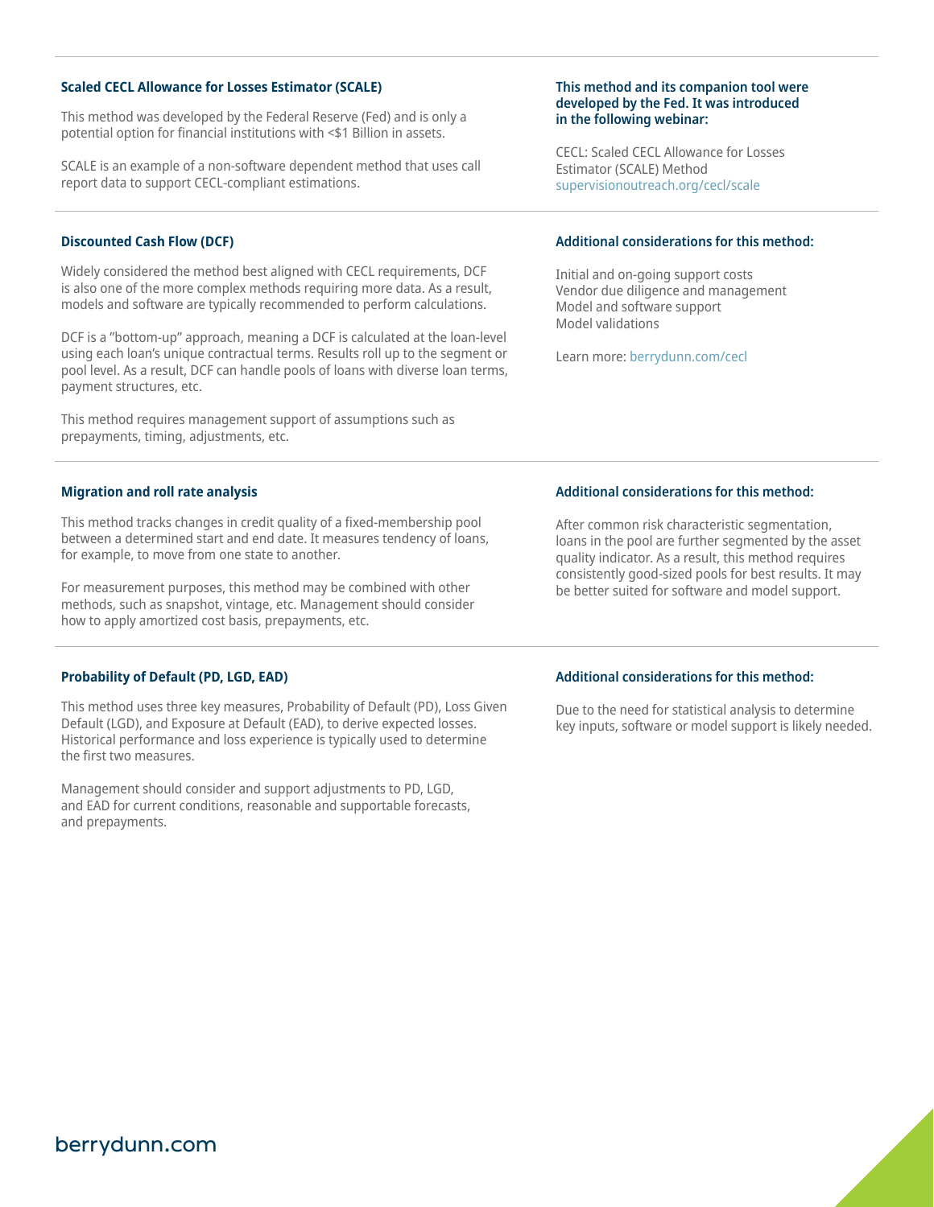### Scaled CECL Allowance for Losses Estimator (SCALE)

This method was developed by the Federal Reserve (Fed) and is only a potential option for financial institutions with <$1 Billion in assets.

SCALE is an example of a non-software dependent method that uses call report data to support CECL-compliant estimations.

**This method and its companion tool were developed by the Fed. It was introduced in the following webinar:**

CECL: Scaled CECL Allowance for Losses Estimator (SCALE) Method
supervisionoutreach.org/cecl/scale

### Discounted Cash Flow (DCF)

Widely considered the method best aligned with CECL requirements, DCF is also one of the more complex methods requiring more data. As a result, models and software are typically recommended to perform calculations.

DCF is a "bottom-up" approach, meaning a DCF is calculated at the loan-level using each loan's unique contractual terms. Results roll up to the segment or pool level. As a result, DCF can handle pools of loans with diverse loan terms, payment structures, etc.

This method requires management support of assumptions such as prepayments, timing, adjustments, etc.

**Additional considerations for this method:**

Initial and on-going support costs
Vendor due diligence and management
Model and software support
Model validations

Learn more: berrydunn.com/cecl

### Migration and roll rate analysis

This method tracks changes in credit quality of a fixed-membership pool between a determined start and end date. It measures tendency of loans, for example, to move from one state to another.

For measurement purposes, this method may be combined with other methods, such as snapshot, vintage, etc. Management should consider how to apply amortized cost basis, prepayments, etc.

**Additional considerations for this method:**

After common risk characteristic segmentation, loans in the pool are further segmented by the asset quality indicator. As a result, this method requires consistently good-sized pools for best results. It may be better suited for software and model support.

### Probability of Default (PD, LGD, EAD)

This method uses three key measures, Probability of Default (PD), Loss Given Default (LGD), and Exposure at Default (EAD), to derive expected losses. Historical performance and loss experience is typically used to determine the first two measures.

Management should consider and support adjustments to PD, LGD, and EAD for current conditions, reasonable and supportable forecasts, and prepayments.

**Additional considerations for this method:**

Due to the need for statistical analysis to determine key inputs, software or model support is likely needed.